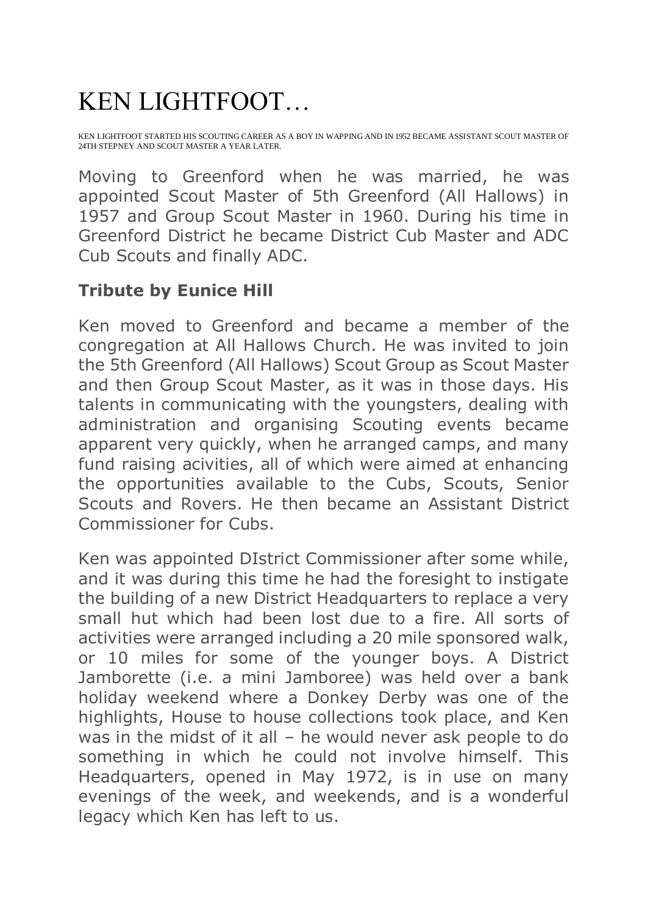# KEN LIGHTFOOT…

KEN LIGHTFOOT STARTED HIS SCOUTING CAREER AS A BOY IN WAPPING AND IN 1952 BECAME ASSISTANT SCOUT MASTER OF 24TH STEPNEY AND SCOUT MASTER A YEAR LATER.

Moving to Greenford when he was married, he was appointed Scout Master of 5th Greenford (All Hallows) in 1957 and Group Scout Master in 1960. During his time in Greenford District he became District Cub Master and ADC Cub Scouts and finally ADC.

**Tribute by Eunice Hill**

Ken moved to Greenford and became a member of the congregation at All Hallows Church. He was invited to join the 5th Greenford (All Hallows) Scout Group as Scout Master and then Group Scout Master, as it was in those days. His talents in communicating with the youngsters, dealing with administration and organising Scouting events became apparent very quickly, when he arranged camps, and many fund raising acivities, all of which were aimed at enhancing the opportunities available to the Cubs, Scouts, Senior Scouts and Rovers. He then became an Assistant District Commissioner for Cubs.

Ken was appointed DIstrict Commissioner after some while, and it was during this time he had the foresight to instigate the building of a new District Headquarters to replace a very small hut which had been lost due to a fire. All sorts of activities were arranged including a 20 mile sponsored walk, or 10 miles for some of the younger boys. A District Jamborette (i.e. a mini Jamboree) was held over a bank holiday weekend where a Donkey Derby was one of the highlights, House to house collections took place, and Ken was in the midst of it all – he would never ask people to do something in which he could not involve himself. This Headquarters, opened in May 1972, is in use on many evenings of the week, and weekends, and is a wonderful legacy which Ken has left to us.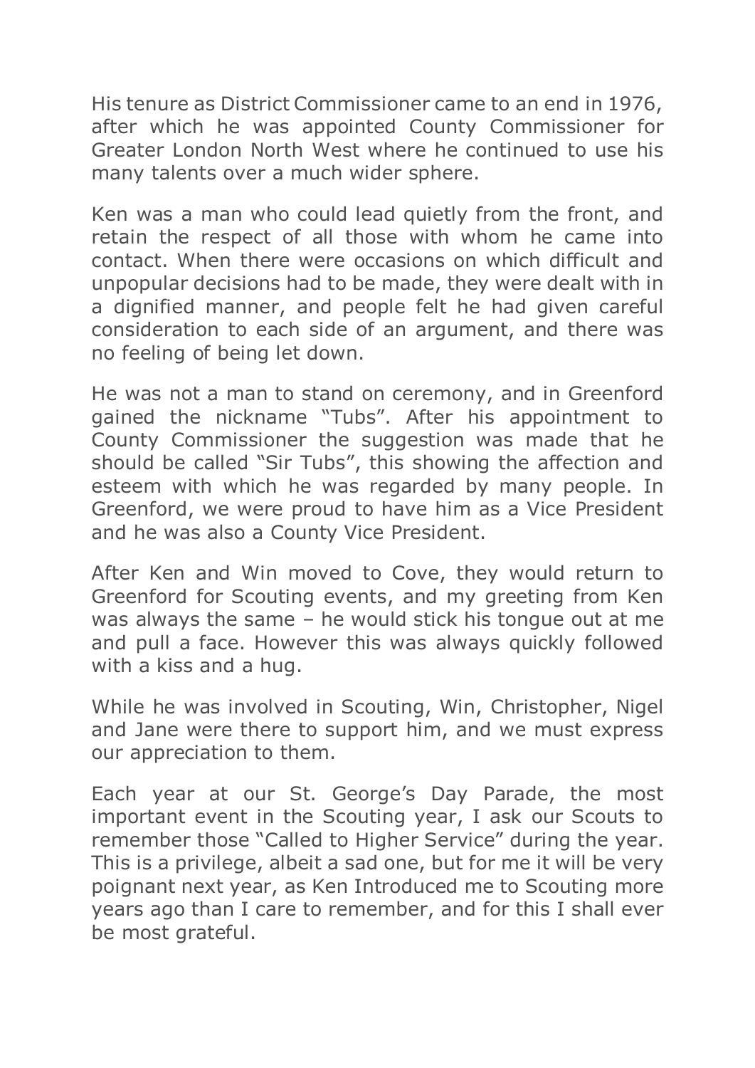His tenure as District Commissioner came to an end in 1976, after which he was appointed County Commissioner for Greater London North West where he continued to use his many talents over a much wider sphere.

Ken was a man who could lead quietly from the front, and retain the respect of all those with whom he came into contact. When there were occasions on which difficult and unpopular decisions had to be made, they were dealt with in a dignified manner, and people felt he had given careful consideration to each side of an argument, and there was no feeling of being let down.

He was not a man to stand on ceremony, and in Greenford gained the nickname "Tubs". After his appointment to County Commissioner the suggestion was made that he should be called "Sir Tubs", this showing the affection and esteem with which he was regarded by many people. In Greenford, we were proud to have him as a Vice President and he was also a County Vice President.

After Ken and Win moved to Cove, they would return to Greenford for Scouting events, and my greeting from Ken was always the same – he would stick his tongue out at me and pull a face. However this was always quickly followed with a kiss and a hug.

While he was involved in Scouting, Win, Christopher, Nigel and Jane were there to support him, and we must express our appreciation to them.

Each year at our St. George's Day Parade, the most important event in the Scouting year, I ask our Scouts to remember those "Called to Higher Service" during the year. This is a privilege, albeit a sad one, but for me it will be very poignant next year, as Ken Introduced me to Scouting more years ago than I care to remember, and for this I shall ever be most grateful.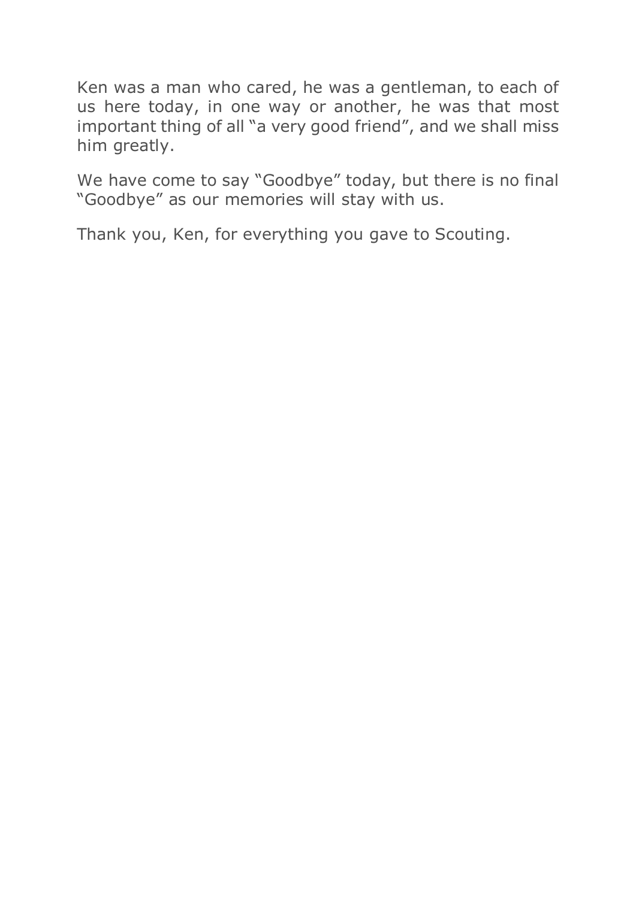Ken was a man who cared, he was a gentleman, to each of us here today, in one way or another, he was that most important thing of all "a very good friend", and we shall miss him greatly.

We have come to say "Goodbye" today, but there is no final "Goodbye" as our memories will stay with us.

Thank you, Ken, for everything you gave to Scouting.